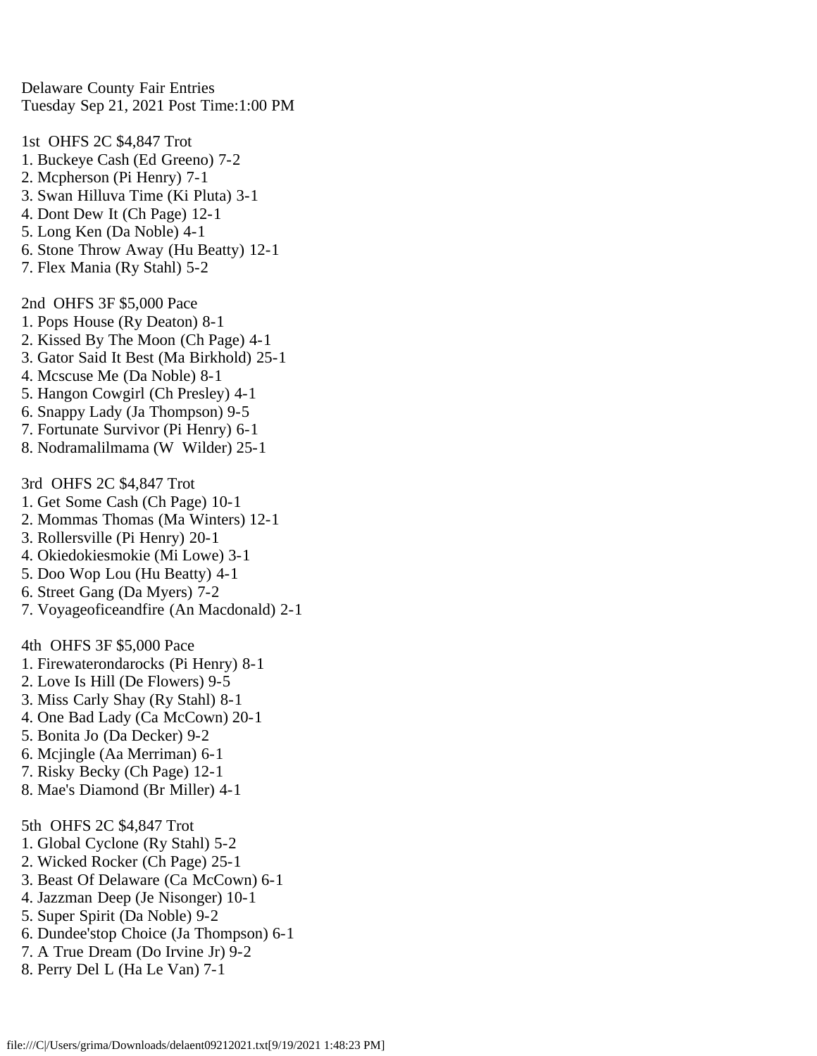Delaware County Fair Entries
Tuesday Sep 21, 2021 Post Time:1:00 PM

1st OHFS 2C $4,847 Trot
1. Buckeye Cash (Ed Greeno) 7-2
2. Mcpherson (Pi Henry) 7-1
3. Swan Hilluva Time (Ki Pluta) 3-1
4. Dont Dew It (Ch Page) 12-1
5. Long Ken (Da Noble) 4-1
6. Stone Throw Away (Hu Beatty) 12-1
7. Flex Mania (Ry Stahl) 5-2

2nd OHFS 3F $5,000 Pace
1. Pops House (Ry Deaton) 8-1
2. Kissed By The Moon (Ch Page) 4-1
3. Gator Said It Best (Ma Birkhold) 25-1
4. Mcscuse Me (Da Noble) 8-1
5. Hangon Cowgirl (Ch Presley) 4-1
6. Snappy Lady (Ja Thompson) 9-5
7. Fortunate Survivor (Pi Henry) 6-1
8. Nodramalilmama (W Wilder) 25-1

3rd OHFS 2C $4,847 Trot
1. Get Some Cash (Ch Page) 10-1
2. Mommas Thomas (Ma Winters) 12-1
3. Rollersville (Pi Henry) 20-1
4. Okiedokiesmokie (Mi Lowe) 3-1
5. Doo Wop Lou (Hu Beatty) 4-1
6. Street Gang (Da Myers) 7-2
7. Voyageoficeandfire (An Macdonald) 2-1

4th OHFS 3F $5,000 Pace
1. Firewaterondarocks (Pi Henry) 8-1
2. Love Is Hill (De Flowers) 9-5
3. Miss Carly Shay (Ry Stahl) 8-1
4. One Bad Lady (Ca McCown) 20-1
5. Bonita Jo (Da Decker) 9-2
6. Mcjingle (Aa Merriman) 6-1
7. Risky Becky (Ch Page) 12-1
8. Mae's Diamond (Br Miller) 4-1

5th OHFS 2C $4,847 Trot
1. Global Cyclone (Ry Stahl) 5-2
2. Wicked Rocker (Ch Page) 25-1
3. Beast Of Delaware (Ca McCown) 6-1
4. Jazzman Deep (Je Nisonger) 10-1
5. Super Spirit (Da Noble) 9-2
6. Dundee'stop Choice (Ja Thompson) 6-1
7. A True Dream (Do Irvine Jr) 9-2
8. Perry Del L (Ha Le Van) 7-1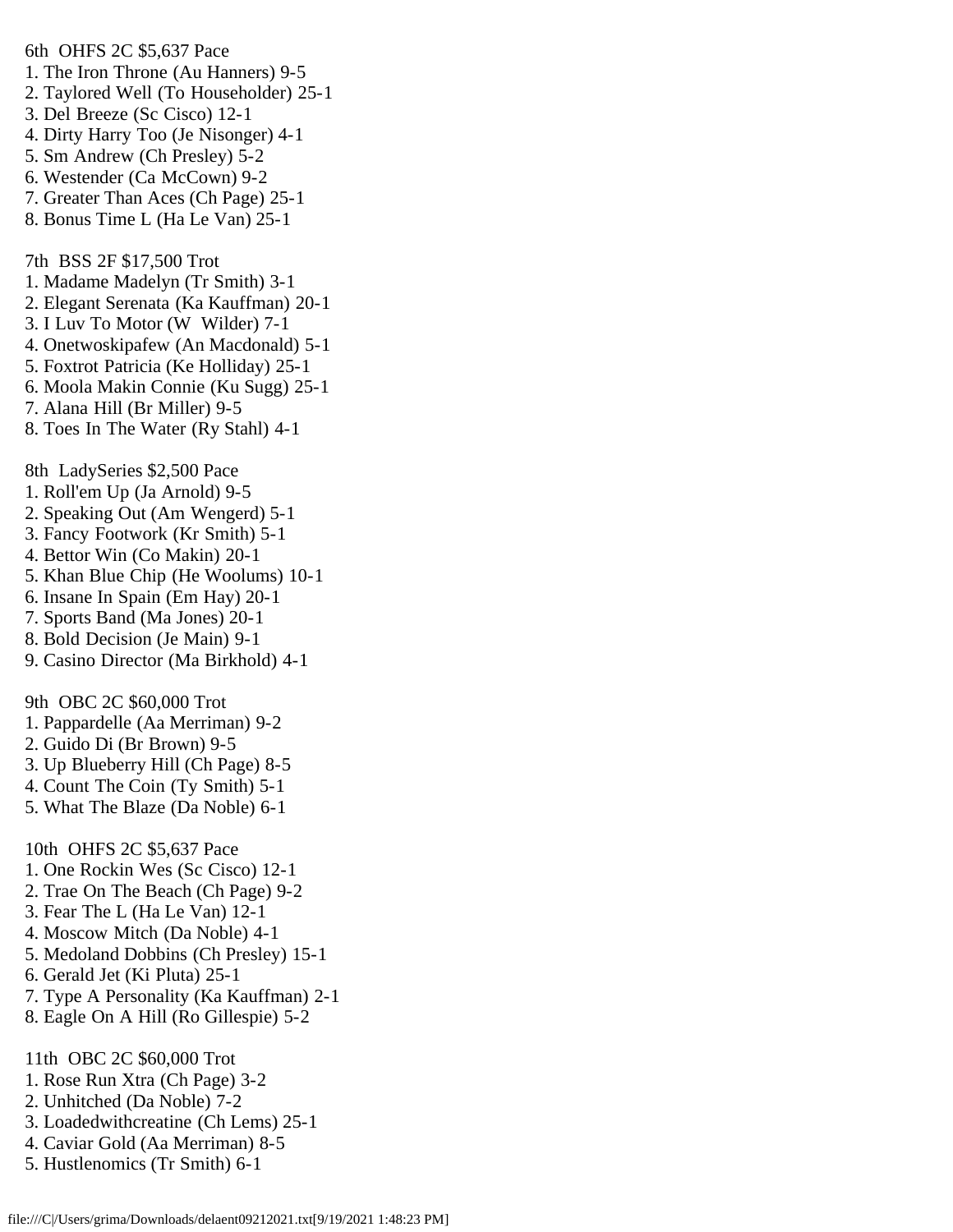6th OHFS 2C $5,637 Pace
1. The Iron Throne (Au Hanners) 9-5
2. Taylored Well (To Householder) 25-1
3. Del Breeze (Sc Cisco) 12-1
4. Dirty Harry Too (Je Nisonger) 4-1
5. Sm Andrew (Ch Presley) 5-2
6. Westender (Ca McCown) 9-2
7. Greater Than Aces (Ch Page) 25-1
8. Bonus Time L (Ha Le Van) 25-1

7th BSS 2F $17,500 Trot
1. Madame Madelyn (Tr Smith) 3-1
2. Elegant Serenata (Ka Kauffman) 20-1
3. I Luv To Motor (W Wilder) 7-1
4. Onetwoskipafew (An Macdonald) 5-1
5. Foxtrot Patricia (Ke Holliday) 25-1
6. Moola Makin Connie (Ku Sugg) 25-1
7. Alana Hill (Br Miller) 9-5
8. Toes In The Water (Ry Stahl) 4-1

8th LadySeries $2,500 Pace
1. Roll'em Up (Ja Arnold) 9-5
2. Speaking Out (Am Wengerd) 5-1
3. Fancy Footwork (Kr Smith) 5-1
4. Bettor Win (Co Makin) 20-1
5. Khan Blue Chip (He Woolums) 10-1
6. Insane In Spain (Em Hay) 20-1
7. Sports Band (Ma Jones) 20-1
8. Bold Decision (Je Main) 9-1
9. Casino Director (Ma Birkhold) 4-1

9th OBC 2C $60,000 Trot
1. Pappardelle (Aa Merriman) 9-2
2. Guido Di (Br Brown) 9-5
3. Up Blueberry Hill (Ch Page) 8-5
4. Count The Coin (Ty Smith) 5-1
5. What The Blaze (Da Noble) 6-1

10th OHFS 2C $5,637 Pace
1. One Rockin Wes (Sc Cisco) 12-1
2. Trae On The Beach (Ch Page) 9-2
3. Fear The L (Ha Le Van) 12-1
4. Moscow Mitch (Da Noble) 4-1
5. Medoland Dobbins (Ch Presley) 15-1
6. Gerald Jet (Ki Pluta) 25-1
7. Type A Personality (Ka Kauffman) 2-1
8. Eagle On A Hill (Ro Gillespie) 5-2

11th OBC 2C $60,000 Trot
1. Rose Run Xtra (Ch Page) 3-2
2. Unhitched (Da Noble) 7-2
3. Loadedwithcreatine (Ch Lems) 25-1
4. Caviar Gold (Aa Merriman) 8-5
5. Hustlenomics (Tr Smith) 6-1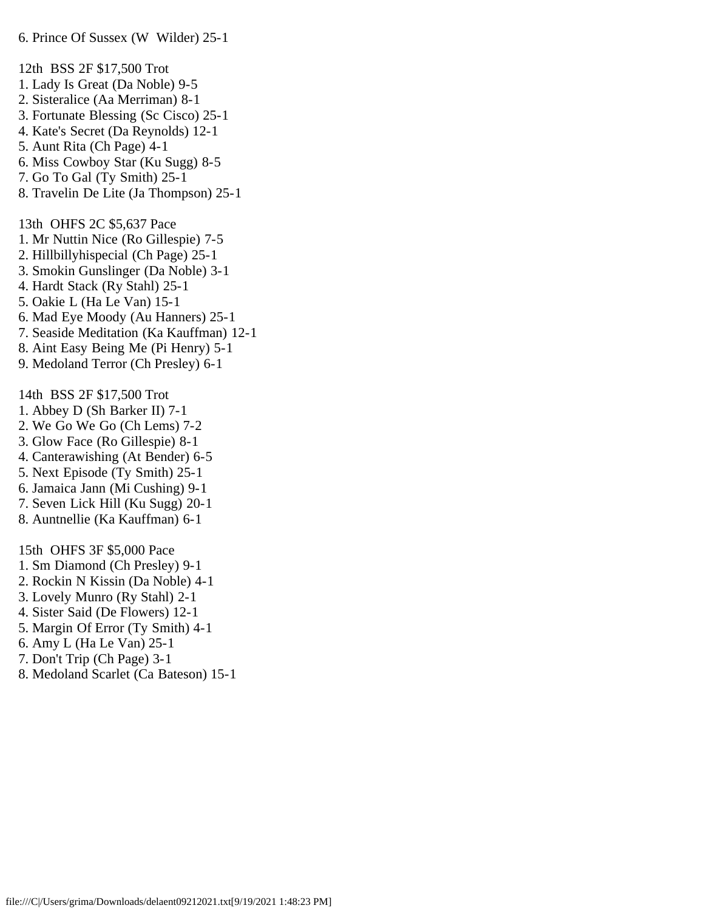6. Prince Of Sussex (W  Wilder) 25-1

12th  BSS 2F $17,500 Trot
1. Lady Is Great (Da Noble) 9-5
2. Sisteralice (Aa Merriman) 8-1
3. Fortunate Blessing (Sc Cisco) 25-1
4. Kate's Secret (Da Reynolds) 12-1
5. Aunt Rita (Ch Page) 4-1
6. Miss Cowboy Star (Ku Sugg) 8-5
7. Go To Gal (Ty Smith) 25-1
8. Travelin De Lite (Ja Thompson) 25-1

13th  OHFS 2C $5,637 Pace
1. Mr Nuttin Nice (Ro Gillespie) 7-5
2. Hillbillyhispecial (Ch Page) 25-1
3. Smokin Gunslinger (Da Noble) 3-1
4. Hardt Stack (Ry Stahl) 25-1
5. Oakie L (Ha Le Van) 15-1
6. Mad Eye Moody (Au Hanners) 25-1
7. Seaside Meditation (Ka Kauffman) 12-1
8. Aint Easy Being Me (Pi Henry) 5-1
9. Medoland Terror (Ch Presley) 6-1

14th  BSS 2F $17,500 Trot
1. Abbey D (Sh Barker II) 7-1
2. We Go We Go (Ch Lems) 7-2
3. Glow Face (Ro Gillespie) 8-1
4. Canterawishing (At Bender) 6-5
5. Next Episode (Ty Smith) 25-1
6. Jamaica Jann (Mi Cushing) 9-1
7. Seven Lick Hill (Ku Sugg) 20-1
8. Auntnellie (Ka Kauffman) 6-1

15th  OHFS 3F $5,000 Pace
1. Sm Diamond (Ch Presley) 9-1
2. Rockin N Kissin (Da Noble) 4-1
3. Lovely Munro (Ry Stahl) 2-1
4. Sister Said (De Flowers) 12-1
5. Margin Of Error (Ty Smith) 4-1
6. Amy L (Ha Le Van) 25-1
7. Don't Trip (Ch Page) 3-1
8. Medoland Scarlet (Ca Bateson) 15-1